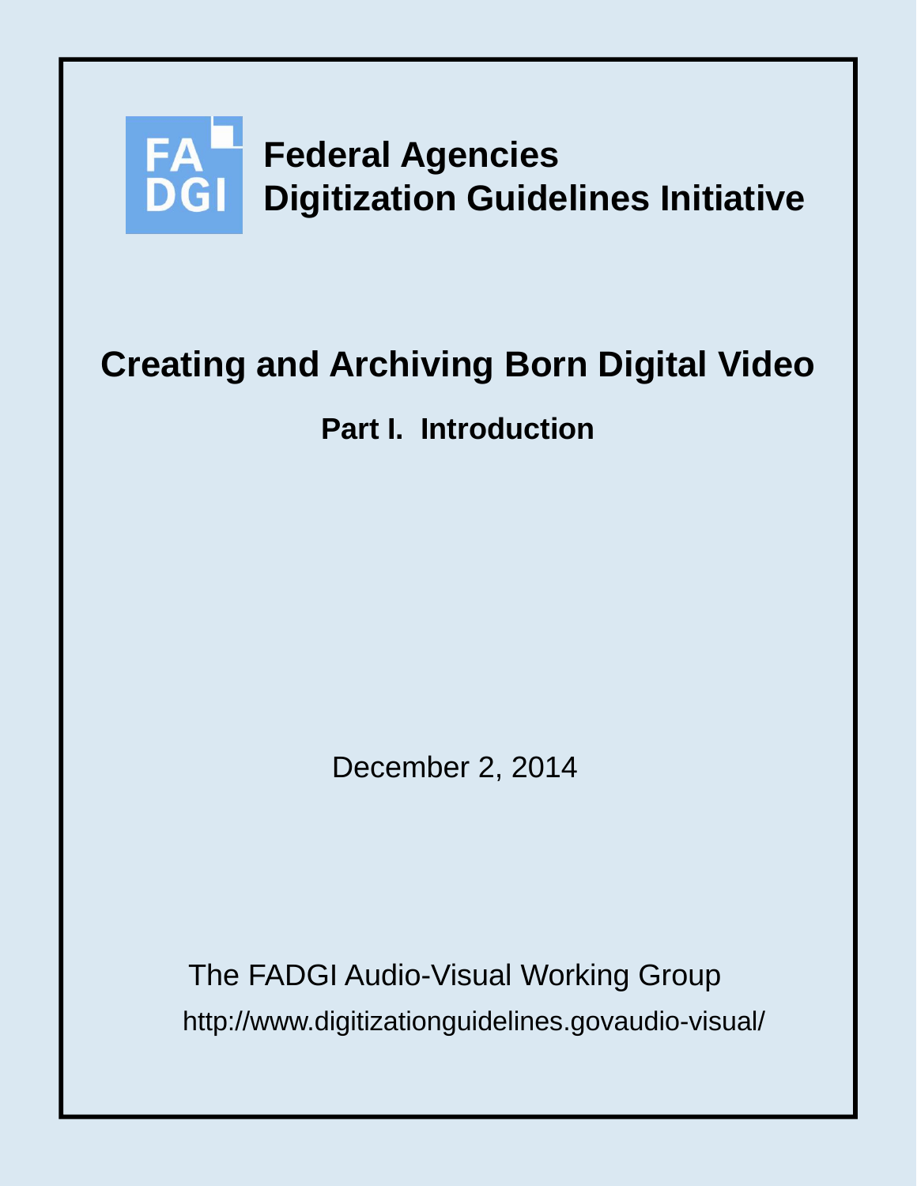FA DGI

**Federal Agencies**
**Digitization Guidelines Initiative**

# Creating and Archiving Born Digital Video

## Part I. Introduction

December 2, 2014

The FADGI Audio-Visual Working Group

http://www.digitizationguidelines.govaudio-visual/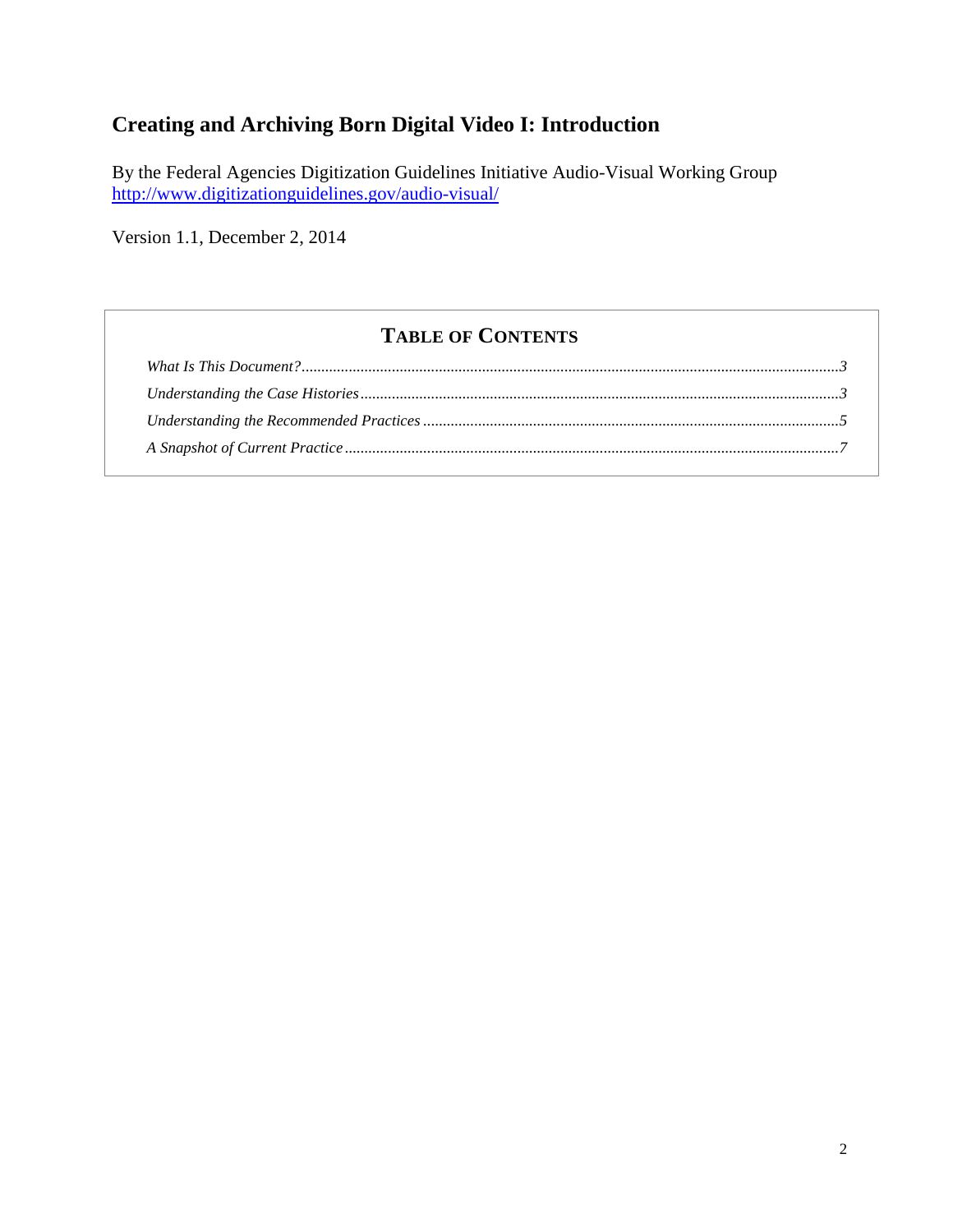# Creating and Archiving Born Digital Video I: Introduction

By the Federal Agencies Digitization Guidelines Initiative Audio-Visual Working Group
http://www.digitizationguidelines.gov/audio-visual/

Version 1.1, December 2, 2014

## TABLE OF CONTENTS

*What Is This Document?* ........................................ 3
*Understanding the Case Histories* ........................................ 3
*Understanding the Recommended Practices* ........................................ 5
*A Snapshot of Current Practice* ........................................ 7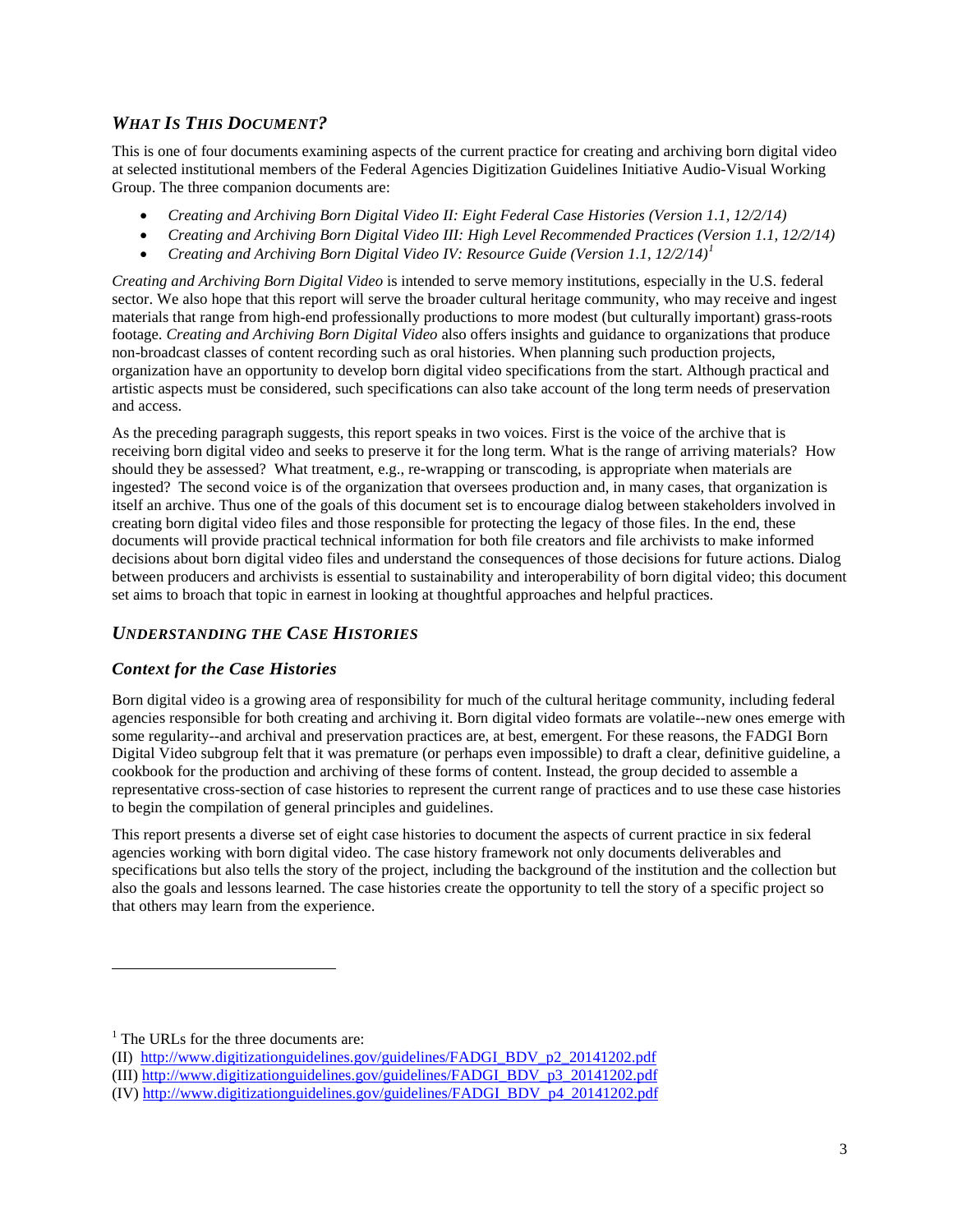## *What Is This Document?*

This is one of four documents examining aspects of the current practice for creating and archiving born digital video at selected institutional members of the Federal Agencies Digitization Guidelines Initiative Audio-Visual Working Group. The three companion documents are:

- *Creating and Archiving Born Digital Video II: Eight Federal Case Histories (Version 1.1, 12/2/14)*
- *Creating and Archiving Born Digital Video III: High Level Recommended Practices (Version 1.1, 12/2/14)*
- *Creating and Archiving Born Digital Video IV: Resource Guide (Version 1.1, 12/2/14)*[1]

*Creating and Archiving Born Digital Video* is intended to serve memory institutions, especially in the U.S. federal sector. We also hope that this report will serve the broader cultural heritage community, who may receive and ingest materials that range from high-end professionally productions to more modest (but culturally important) grass-roots footage. *Creating and Archiving Born Digital Video* also offers insights and guidance to organizations that produce non-broadcast classes of content recording such as oral histories. When planning such production projects, organization have an opportunity to develop born digital video specifications from the start. Although practical and artistic aspects must be considered, such specifications can also take account of the long term needs of preservation and access.

As the preceding paragraph suggests, this report speaks in two voices. First is the voice of the archive that is receiving born digital video and seeks to preserve it for the long term. What is the range of arriving materials? How should they be assessed? What treatment, e.g., re-wrapping or transcoding, is appropriate when materials are ingested? The second voice is of the organization that oversees production and, in many cases, that organization is itself an archive. Thus one of the goals of this document set is to encourage dialog between stakeholders involved in creating born digital video files and those responsible for protecting the legacy of those files. In the end, these documents will provide practical technical information for both file creators and file archivists to make informed decisions about born digital video files and understand the consequences of those decisions for future actions. Dialog between producers and archivists is essential to sustainability and interoperability of born digital video; this document set aims to broach that topic in earnest in looking at thoughtful approaches and helpful practices.

## *Understanding the Case Histories*

### *Context for the Case Histories*

Born digital video is a growing area of responsibility for much of the cultural heritage community, including federal agencies responsible for both creating and archiving it. Born digital video formats are volatile--new ones emerge with some regularity--and archival and preservation practices are, at best, emergent. For these reasons, the FADGI Born Digital Video subgroup felt that it was premature (or perhaps even impossible) to draft a clear, definitive guideline, a cookbook for the production and archiving of these forms of content. Instead, the group decided to assemble a representative cross-section of case histories to represent the current range of practices and to use these case histories to begin the compilation of general principles and guidelines.

This report presents a diverse set of eight case histories to document the aspects of current practice in six federal agencies working with born digital video. The case history framework not only documents deliverables and specifications but also tells the story of the project, including the background of the institution and the collection but also the goals and lessons learned. The case histories create the opportunity to tell the story of a specific project so that others may learn from the experience.

---

[1] The URLs for the three documents are:
(II) http://www.digitizationguidelines.gov/guidelines/FADGI_BDV_p2_20141202.pdf
(III) http://www.digitizationguidelines.gov/guidelines/FADGI_BDV_p3_20141202.pdf
(IV) http://www.digitizationguidelines.gov/guidelines/FADGI_BDV_p4_20141202.pdf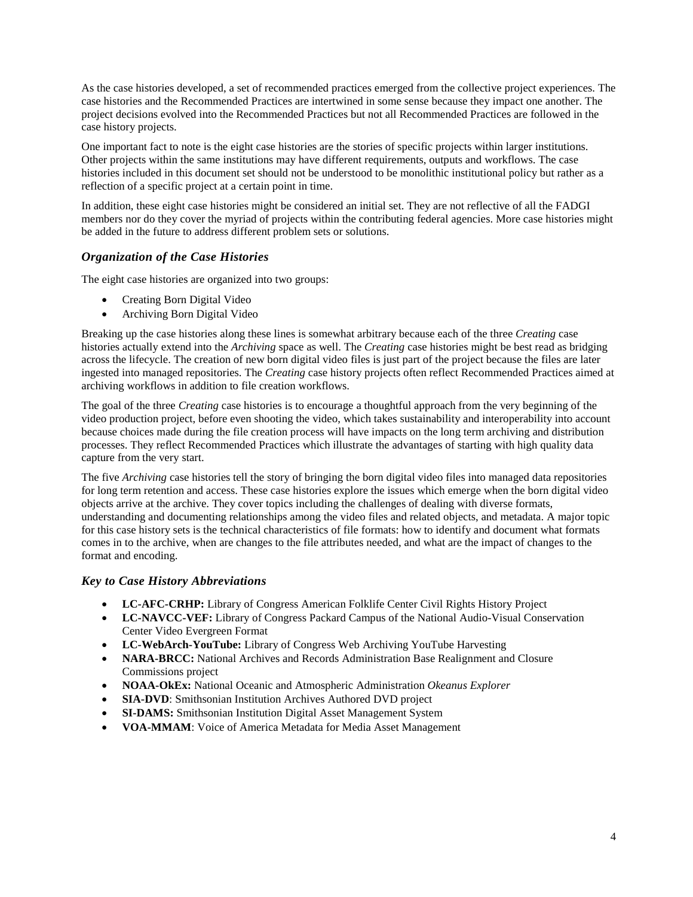As the case histories developed, a set of recommended practices emerged from the collective project experiences. The case histories and the Recommended Practices are intertwined in some sense because they impact one another. The project decisions evolved into the Recommended Practices but not all Recommended Practices are followed in the case history projects.

One important fact to note is the eight case histories are the stories of specific projects within larger institutions. Other projects within the same institutions may have different requirements, outputs and workflows. The case histories included in this document set should not be understood to be monolithic institutional policy but rather as a reflection of a specific project at a certain point in time.

In addition, these eight case histories might be considered an initial set. They are not reflective of all the FADGI members nor do they cover the myriad of projects within the contributing federal agencies. More case histories might be added in the future to address different problem sets or solutions.

### *Organization of the Case Histories*

The eight case histories are organized into two groups:

- Creating Born Digital Video
- Archiving Born Digital Video

Breaking up the case histories along these lines is somewhat arbitrary because each of the three *Creating* case histories actually extend into the *Archiving* space as well. The *Creating* case histories might be best read as bridging across the lifecycle. The creation of new born digital video files is just part of the project because the files are later ingested into managed repositories. The *Creating* case history projects often reflect Recommended Practices aimed at archiving workflows in addition to file creation workflows.

The goal of the three *Creating* case histories is to encourage a thoughtful approach from the very beginning of the video production project, before even shooting the video, which takes sustainability and interoperability into account because choices made during the file creation process will have impacts on the long term archiving and distribution processes. They reflect Recommended Practices which illustrate the advantages of starting with high quality data capture from the very start.

The five *Archiving* case histories tell the story of bringing the born digital video files into managed data repositories for long term retention and access. These case histories explore the issues which emerge when the born digital video objects arrive at the archive. They cover topics including the challenges of dealing with diverse formats, understanding and documenting relationships among the video files and related objects, and metadata. A major topic for this case history sets is the technical characteristics of file formats: how to identify and document what formats comes in to the archive, when are changes to the file attributes needed, and what are the impact of changes to the format and encoding.

### *Key to Case History Abbreviations*

- **LC-AFC-CRHP:** Library of Congress American Folklife Center Civil Rights History Project
- **LC-NAVCC-VEF:** Library of Congress Packard Campus of the National Audio-Visual Conservation Center Video Evergreen Format
- **LC-WebArch-YouTube:** Library of Congress Web Archiving YouTube Harvesting
- **NARA-BRCC:** National Archives and Records Administration Base Realignment and Closure Commissions project
- **NOAA-OkEx:** National Oceanic and Atmospheric Administration *Okeanus Explorer*
- **SIA-DVD**: Smithsonian Institution Archives Authored DVD project
- **SI-DAMS:** Smithsonian Institution Digital Asset Management System
- **VOA-MMAM**: Voice of America Metadata for Media Asset Management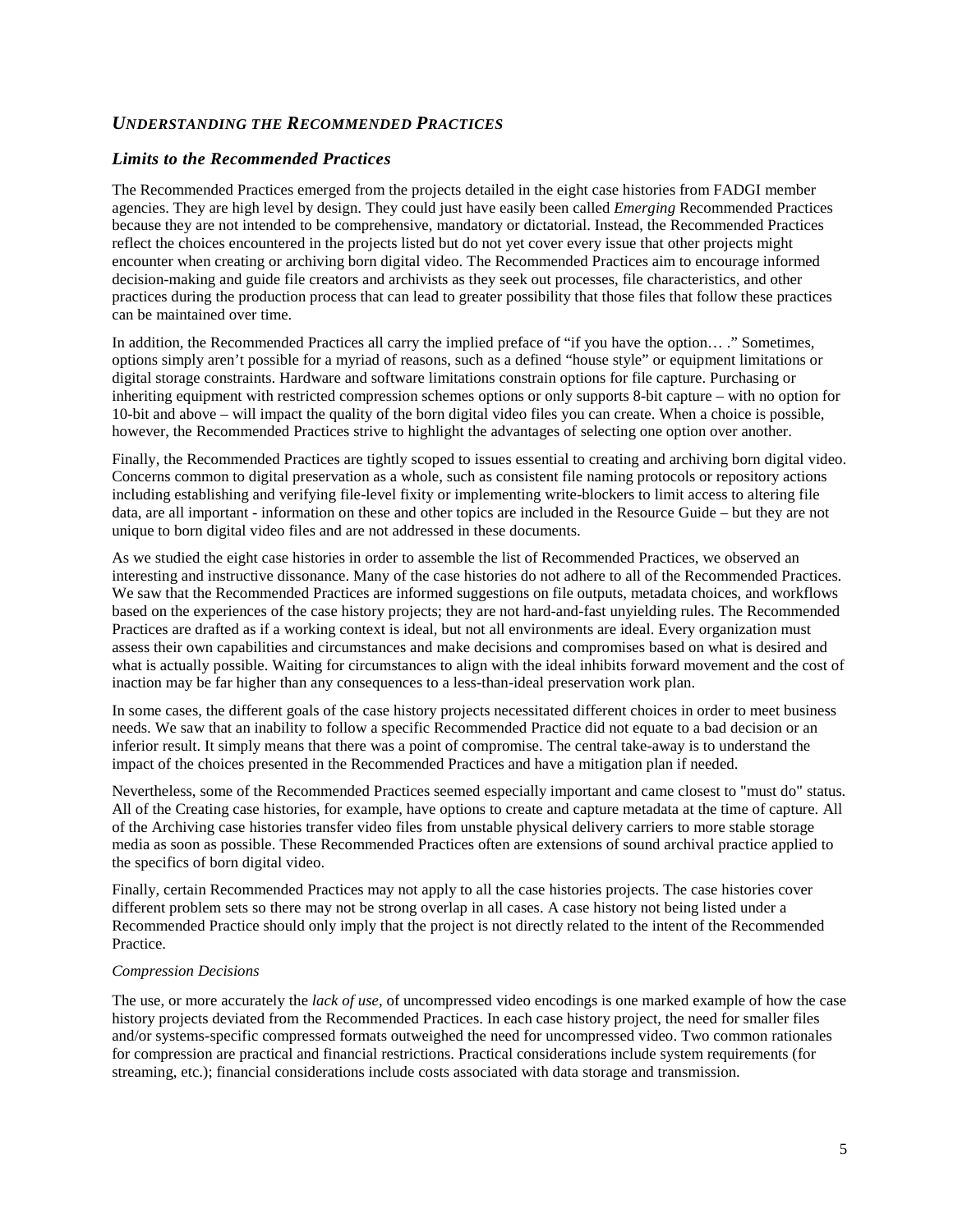## *Understanding the Recommended Practices*

### *Limits to the Recommended Practices*

The Recommended Practices emerged from the projects detailed in the eight case histories from FADGI member agencies. They are high level by design. They could just have easily been called *Emerging* Recommended Practices because they are not intended to be comprehensive, mandatory or dictatorial. Instead, the Recommended Practices reflect the choices encountered in the projects listed but do not yet cover every issue that other projects might encounter when creating or archiving born digital video. The Recommended Practices aim to encourage informed decision-making and guide file creators and archivists as they seek out processes, file characteristics, and other practices during the production process that can lead to greater possibility that those files that follow these practices can be maintained over time.

In addition, the Recommended Practices all carry the implied preface of "if you have the option… ." Sometimes, options simply aren't possible for a myriad of reasons, such as a defined "house style" or equipment limitations or digital storage constraints. Hardware and software limitations constrain options for file capture. Purchasing or inheriting equipment with restricted compression schemes options or only supports 8-bit capture – with no option for 10-bit and above – will impact the quality of the born digital video files you can create. When a choice is possible, however, the Recommended Practices strive to highlight the advantages of selecting one option over another.

Finally, the Recommended Practices are tightly scoped to issues essential to creating and archiving born digital video. Concerns common to digital preservation as a whole, such as consistent file naming protocols or repository actions including establishing and verifying file-level fixity or implementing write-blockers to limit access to altering file data, are all important - information on these and other topics are included in the Resource Guide – but they are not unique to born digital video files and are not addressed in these documents.

As we studied the eight case histories in order to assemble the list of Recommended Practices, we observed an interesting and instructive dissonance. Many of the case histories do not adhere to all of the Recommended Practices. We saw that the Recommended Practices are informed suggestions on file outputs, metadata choices, and workflows based on the experiences of the case history projects; they are not hard-and-fast unyielding rules. The Recommended Practices are drafted as if a working context is ideal, but not all environments are ideal. Every organization must assess their own capabilities and circumstances and make decisions and compromises based on what is desired and what is actually possible. Waiting for circumstances to align with the ideal inhibits forward movement and the cost of inaction may be far higher than any consequences to a less-than-ideal preservation work plan.

In some cases, the different goals of the case history projects necessitated different choices in order to meet business needs. We saw that an inability to follow a specific Recommended Practice did not equate to a bad decision or an inferior result. It simply means that there was a point of compromise. The central take-away is to understand the impact of the choices presented in the Recommended Practices and have a mitigation plan if needed.

Nevertheless, some of the Recommended Practices seemed especially important and came closest to "must do" status. All of the Creating case histories, for example, have options to create and capture metadata at the time of capture. All of the Archiving case histories transfer video files from unstable physical delivery carriers to more stable storage media as soon as possible. These Recommended Practices often are extensions of sound archival practice applied to the specifics of born digital video.

Finally, certain Recommended Practices may not apply to all the case histories projects. The case histories cover different problem sets so there may not be strong overlap in all cases. A case history not being listed under a Recommended Practice should only imply that the project is not directly related to the intent of the Recommended Practice.

*Compression Decisions*

The use, or more accurately the *lack of use*, of uncompressed video encodings is one marked example of how the case history projects deviated from the Recommended Practices. In each case history project, the need for smaller files and/or systems-specific compressed formats outweighed the need for uncompressed video. Two common rationales for compression are practical and financial restrictions. Practical considerations include system requirements (for streaming, etc.); financial considerations include costs associated with data storage and transmission.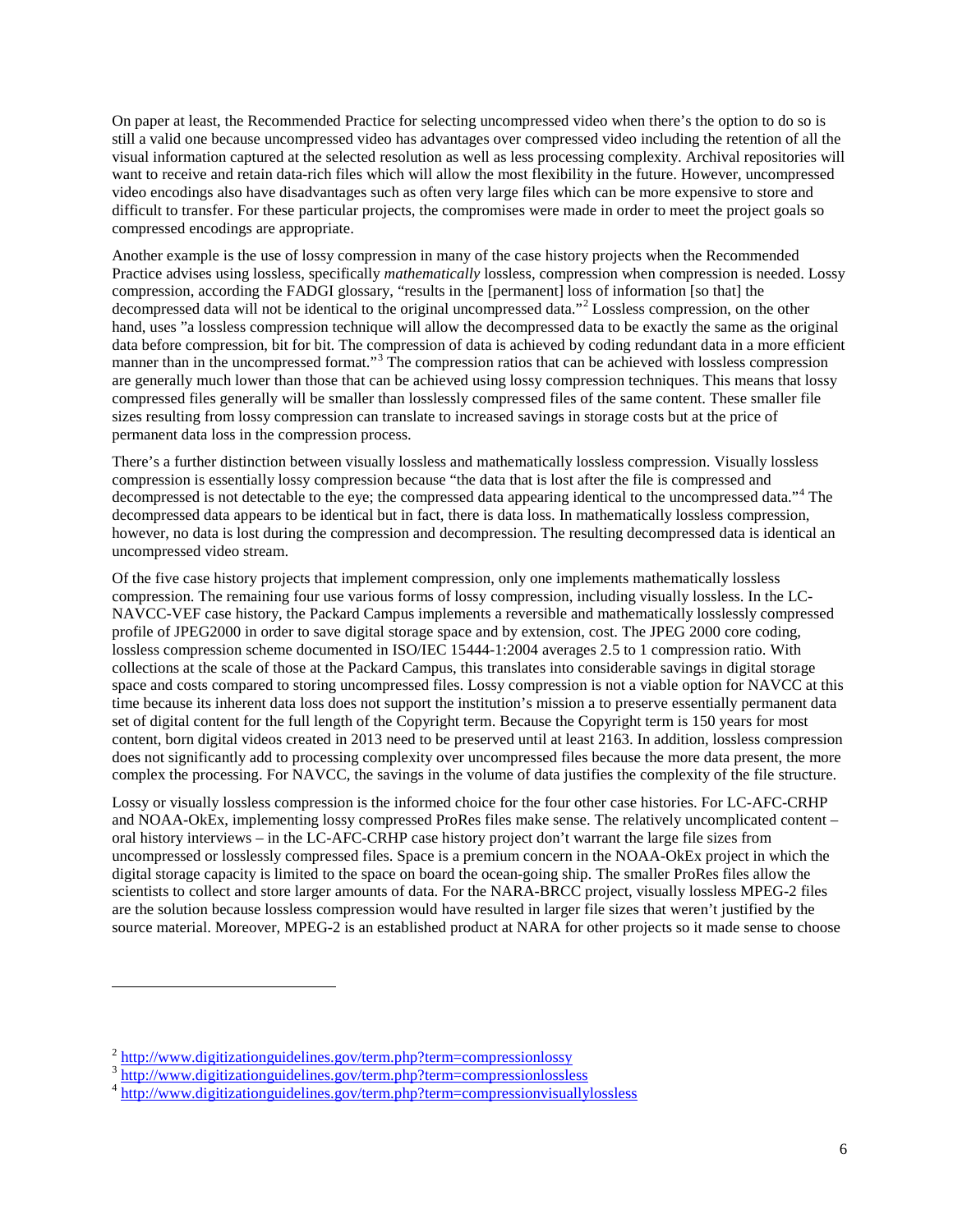On paper at least, the Recommended Practice for selecting uncompressed video when there's the option to do so is still a valid one because uncompressed video has advantages over compressed video including the retention of all the visual information captured at the selected resolution as well as less processing complexity. Archival repositories will want to receive and retain data-rich files which will allow the most flexibility in the future. However, uncompressed video encodings also have disadvantages such as often very large files which can be more expensive to store and difficult to transfer. For these particular projects, the compromises were made in order to meet the project goals so compressed encodings are appropriate.

Another example is the use of lossy compression in many of the case history projects when the Recommended Practice advises using lossless, specifically *mathematically* lossless, compression when compression is needed. Lossy compression, according the FADGI glossary, "results in the [permanent] loss of information [so that] the decompressed data will not be identical to the original uncompressed data."[2] Lossless compression, on the other hand, uses "a lossless compression technique will allow the decompressed data to be exactly the same as the original data before compression, bit for bit. The compression of data is achieved by coding redundant data in a more efficient manner than in the uncompressed format."[3] The compression ratios that can be achieved with lossless compression are generally much lower than those that can be achieved using lossy compression techniques. This means that lossy compressed files generally will be smaller than losslessly compressed files of the same content. These smaller file sizes resulting from lossy compression can translate to increased savings in storage costs but at the price of permanent data loss in the compression process.

There's a further distinction between visually lossless and mathematically lossless compression. Visually lossless compression is essentially lossy compression because "the data that is lost after the file is compressed and decompressed is not detectable to the eye; the compressed data appearing identical to the uncompressed data."[4] The decompressed data appears to be identical but in fact, there is data loss. In mathematically lossless compression, however, no data is lost during the compression and decompression. The resulting decompressed data is identical an uncompressed video stream.

Of the five case history projects that implement compression, only one implements mathematically lossless compression. The remaining four use various forms of lossy compression, including visually lossless. In the LC-NAVCC-VEF case history, the Packard Campus implements a reversible and mathematically losslessly compressed profile of JPEG2000 in order to save digital storage space and by extension, cost. The JPEG 2000 core coding, lossless compression scheme documented in ISO/IEC 15444-1:2004 averages 2.5 to 1 compression ratio. With collections at the scale of those at the Packard Campus, this translates into considerable savings in digital storage space and costs compared to storing uncompressed files. Lossy compression is not a viable option for NAVCC at this time because its inherent data loss does not support the institution's mission a to preserve essentially permanent data set of digital content for the full length of the Copyright term. Because the Copyright term is 150 years for most content, born digital videos created in 2013 need to be preserved until at least 2163. In addition, lossless compression does not significantly add to processing complexity over uncompressed files because the more data present, the more complex the processing. For NAVCC, the savings in the volume of data justifies the complexity of the file structure.

Lossy or visually lossless compression is the informed choice for the four other case histories. For LC-AFC-CRHP and NOAA-OkEx, implementing lossy compressed ProRes files make sense. The relatively uncomplicated content – oral history interviews – in the LC-AFC-CRHP case history project don't warrant the large file sizes from uncompressed or losslessly compressed files. Space is a premium concern in the NOAA-OkEx project in which the digital storage capacity is limited to the space on board the ocean-going ship. The smaller ProRes files allow the scientists to collect and store larger amounts of data. For the NARA-BRCC project, visually lossless MPEG-2 files are the solution because lossless compression would have resulted in larger file sizes that weren't justified by the source material. Moreover, MPEG-2 is an established product at NARA for other projects so it made sense to choose

---

[2] http://www.digitizationguidelines.gov/term.php?term=compressionlossy

[3] http://www.digitizationguidelines.gov/term.php?term=compressionlossless

[4] http://www.digitizationguidelines.gov/term.php?term=compressionvisuallylossless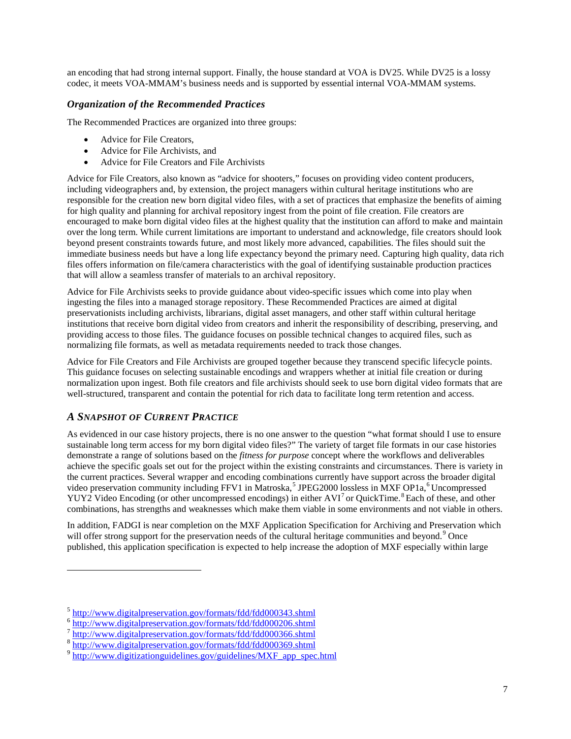an encoding that had strong internal support. Finally, the house standard at VOA is DV25. While DV25 is a lossy codec, it meets VOA-MMAM's business needs and is supported by essential internal VOA-MMAM systems.

### *Organization of the Recommended Practices*

The Recommended Practices are organized into three groups:

- Advice for File Creators,
- Advice for File Archivists, and
- Advice for File Creators and File Archivists

Advice for File Creators, also known as "advice for shooters," focuses on providing video content producers, including videographers and, by extension, the project managers within cultural heritage institutions who are responsible for the creation new born digital video files, with a set of practices that emphasize the benefits of aiming for high quality and planning for archival repository ingest from the point of file creation. File creators are encouraged to make born digital video files at the highest quality that the institution can afford to make and maintain over the long term. While current limitations are important to understand and acknowledge, file creators should look beyond present constraints towards future, and most likely more advanced, capabilities. The files should suit the immediate business needs but have a long life expectancy beyond the primary need. Capturing high quality, data rich files offers information on file/camera characteristics with the goal of identifying sustainable production practices that will allow a seamless transfer of materials to an archival repository.

Advice for File Archivists seeks to provide guidance about video-specific issues which come into play when ingesting the files into a managed storage repository. These Recommended Practices are aimed at digital preservationists including archivists, librarians, digital asset managers, and other staff within cultural heritage institutions that receive born digital video from creators and inherit the responsibility of describing, preserving, and providing access to those files. The guidance focuses on possible technical changes to acquired files, such as normalizing file formats, as well as metadata requirements needed to track those changes.

Advice for File Creators and File Archivists are grouped together because they transcend specific lifecycle points. This guidance focuses on selecting sustainable encodings and wrappers whether at initial file creation or during normalization upon ingest. Both file creators and file archivists should seek to use born digital video formats that are well-structured, transparent and contain the potential for rich data to facilitate long term retention and access.

## *A Snapshot of Current Practice*

As evidenced in our case history projects, there is no one answer to the question "what format should I use to ensure sustainable long term access for my born digital video files?" The variety of target file formats in our case histories demonstrate a range of solutions based on the *fitness for purpose* concept where the workflows and deliverables achieve the specific goals set out for the project within the existing constraints and circumstances. There is variety in the current practices. Several wrapper and encoding combinations currently have support across the broader digital video preservation community including FFV1 in Matroska,[5] JPEG2000 lossless in MXF OP1a,[6] Uncompressed YUY2 Video Encoding (or other uncompressed encodings) in either AVI[7] or QuickTime.[8] Each of these, and other combinations, has strengths and weaknesses which make them viable in some environments and not viable in others.

In addition, FADGI is near completion on the MXF Application Specification for Archiving and Preservation which will offer strong support for the preservation needs of the cultural heritage communities and beyond.[9] Once published, this application specification is expected to help increase the adoption of MXF especially within large

---

[5] http://www.digitalpreservation.gov/formats/fdd/fdd000343.shtml
[6] http://www.digitalpreservation.gov/formats/fdd/fdd000206.shtml
[7] http://www.digitalpreservation.gov/formats/fdd/fdd000366.shtml
[8] http://www.digitalpreservation.gov/formats/fdd/fdd000369.shtml
[9] http://www.digitizationguidelines.gov/guidelines/MXF_app_spec.html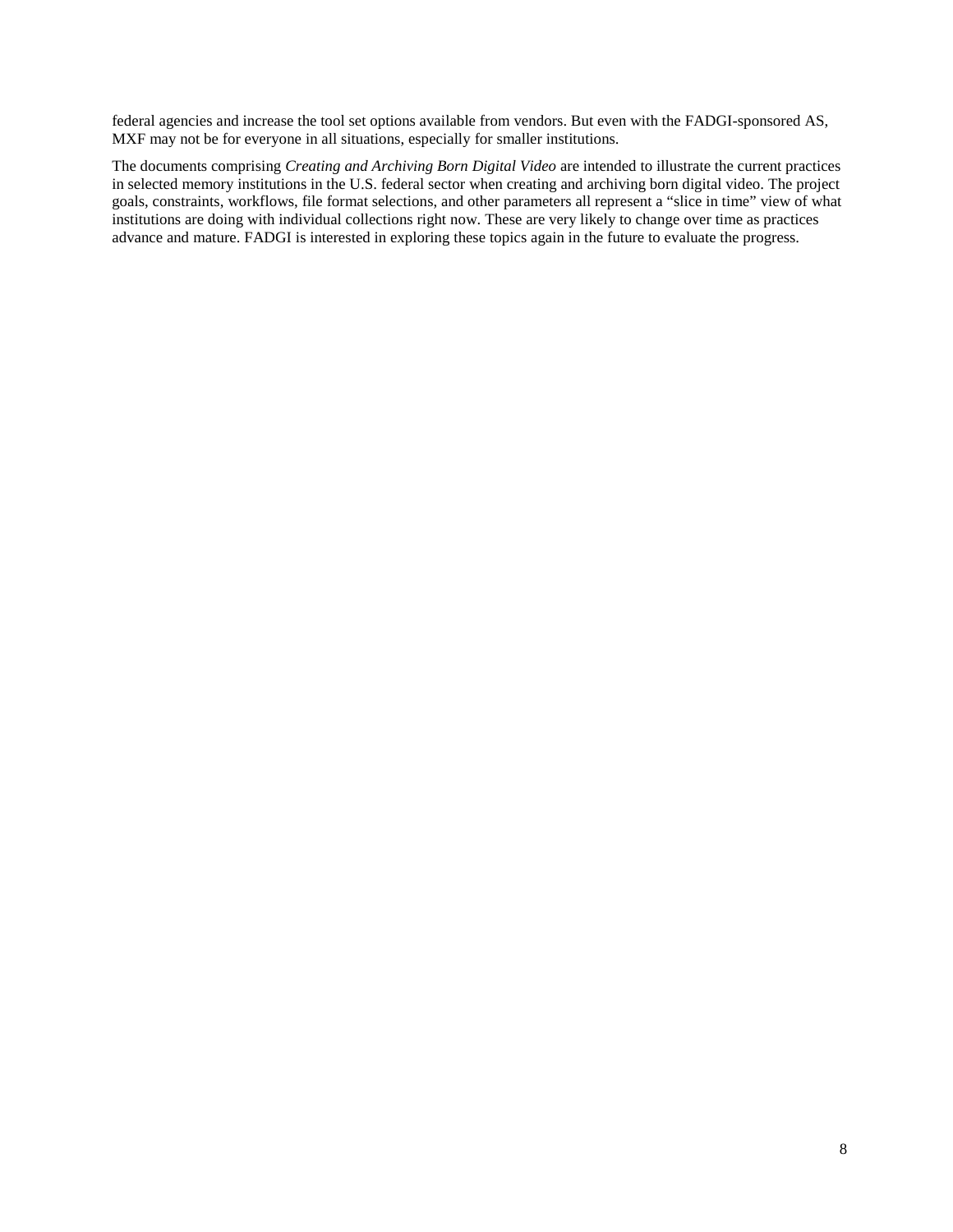federal agencies and increase the tool set options available from vendors. But even with the FADGI-sponsored AS, MXF may not be for everyone in all situations, especially for smaller institutions.

The documents comprising *Creating and Archiving Born Digital Video* are intended to illustrate the current practices in selected memory institutions in the U.S. federal sector when creating and archiving born digital video. The project goals, constraints, workflows, file format selections, and other parameters all represent a "slice in time" view of what institutions are doing with individual collections right now. These are very likely to change over time as practices advance and mature. FADGI is interested in exploring these topics again in the future to evaluate the progress.